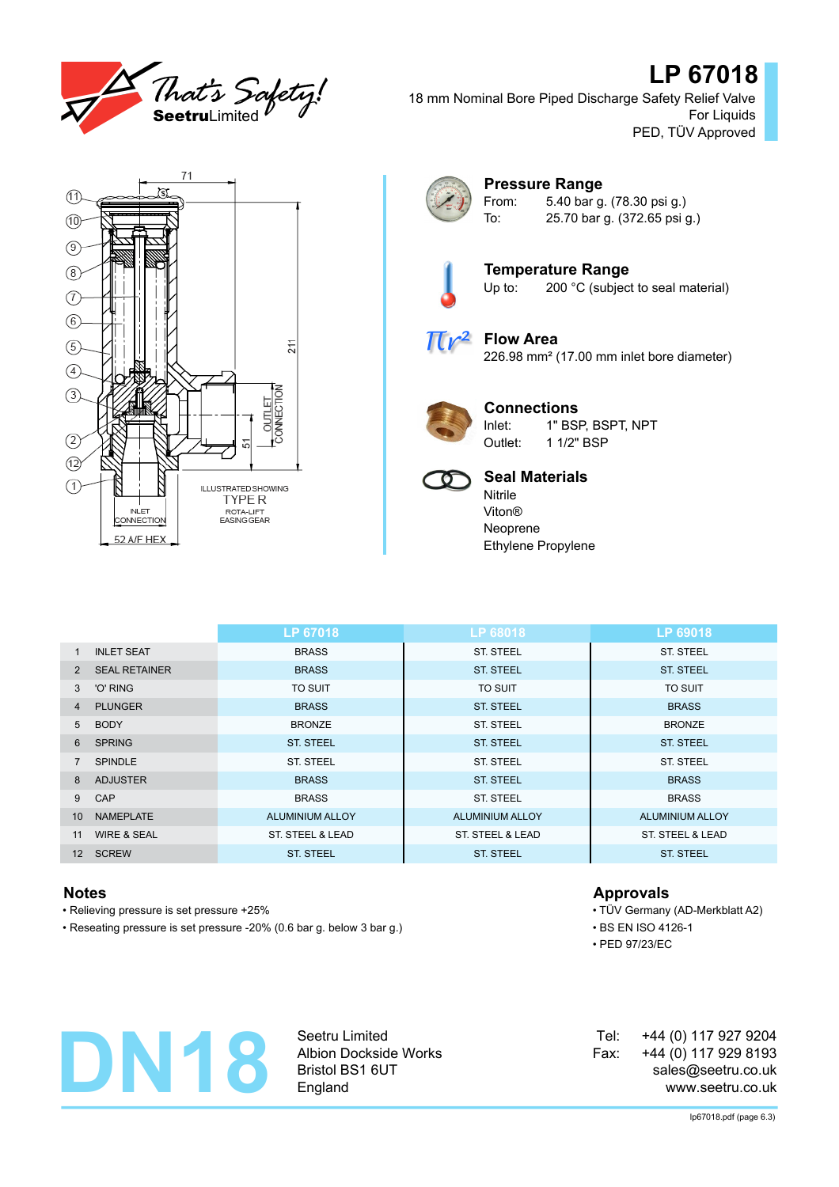# LP 67018

18 mm Nominal Bore Piped Discharge Safety Relief Valve
For Liquids
PED, TÜV Approved

### Pressure Range

From: 5.40 bar g. (78.30 psi g.)
To: 25.70 bar g. (372.65 psi g.)

### Temperature Range

Up to: 200 °C (subject to seal material)

### Flow Area

226.98 mm² (17.00 mm inlet bore diameter)

### Connections

Inlet: 1" BSP, BSPT, NPT
Outlet: 1 1/2" BSP

### Seal Materials

Nitrile
Viton®
Neoprene
Ethylene Propylene

ILLUSTRATED SHOWING TYPE R ROTA-LIFT EASING GEAR

| | | LP 67018 | LP 68018 | LP 69018 |
|---|---|---|---|---|
| 1 | INLET SEAT | BRASS | ST. STEEL | ST. STEEL |
| 2 | SEAL RETAINER | BRASS | ST. STEEL | ST. STEEL |
| 3 | 'O' RING | TO SUIT | TO SUIT | TO SUIT |
| 4 | PLUNGER | BRASS | ST. STEEL | BRASS |
| 5 | BODY | BRONZE | ST. STEEL | BRONZE |
| 6 | SPRING | ST. STEEL | ST. STEEL | ST. STEEL |
| 7 | SPINDLE | ST. STEEL | ST. STEEL | ST. STEEL |
| 8 | ADJUSTER | BRASS | ST. STEEL | BRASS |
| 9 | CAP | BRASS | ST. STEEL | BRASS |
| 10 | NAMEPLATE | ALUMINIUM ALLOY | ALUMINIUM ALLOY | ALUMINIUM ALLOY |
| 11 | WIRE & SEAL | ST. STEEL & LEAD | ST. STEEL & LEAD | ST. STEEL & LEAD |
| 12 | SCREW | ST. STEEL | ST. STEEL | ST. STEEL |

### Notes

- Relieving pressure is set pressure +25%
- Reseating pressure is set pressure -20% (0.6 bar g. below 3 bar g.)

### Approvals

- TÜV Germany (AD-Merkblatt A2)
- BS EN ISO 4126-1
- PED 97/23/EC

# DN18

Seetru Limited
Albion Dockside Works
Bristol BS1 6UT
England

Tel: +44 (0) 117 927 9204
Fax: +44 (0) 117 929 8193
sales@seetru.co.uk
www.seetru.co.uk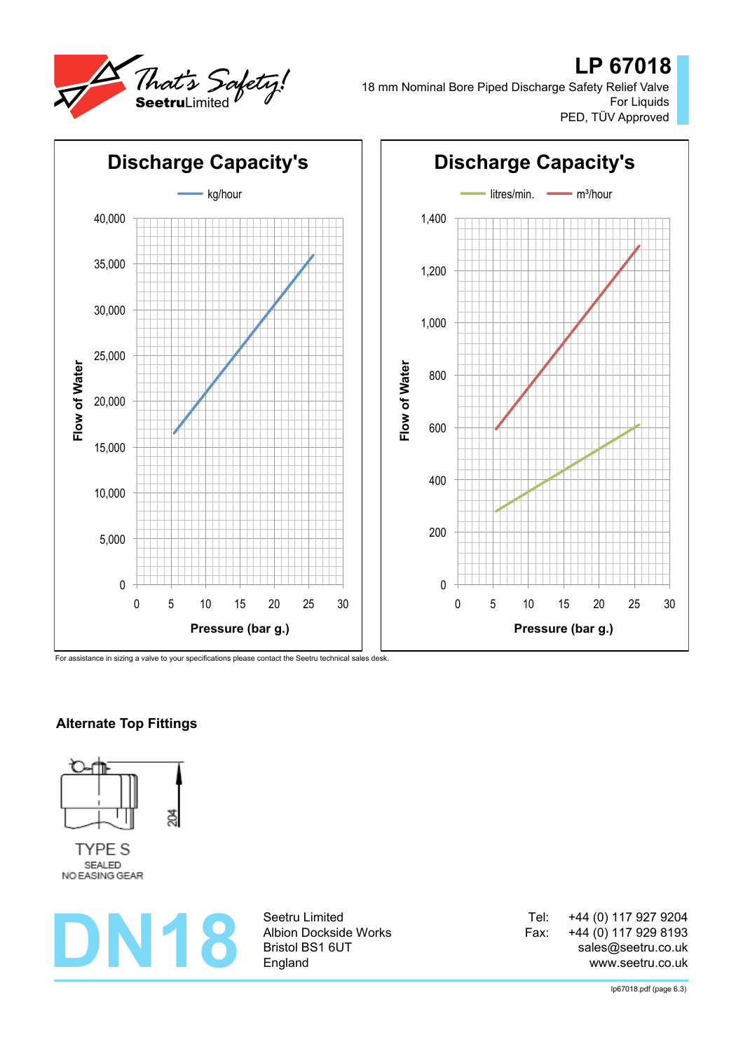That's Safety!
**Seetru**Limited

# LP 67018

18 mm Nominal Bore Piped Discharge Safety Relief Valve
For Liquids
PED, TÜV Approved

## Discharge Capacity's

kg/hour

Flow of Water

40,000
35,000
30,000
25,000
20,000
15,000
10,000
5,000
0

0 5 10 15 20 25 30

Pressure (bar g.)

## Discharge Capacity's

litres/min. m³/hour

Flow of Water

1,400
1,200
1,000
800
600
400
200
0

0 5 10 15 20 25 30

Pressure (bar g.)

For assistance in sizing a valve to your specifications please contact the Seetru technical sales desk.

### Alternate Top Fittings

204

TYPE S
SEALED
NO EASING GEAR

DN18

Seetru Limited
Albion Dockside Works
Bristol BS1 6UT
England

Tel: +44 (0) 117 927 9204
Fax: +44 (0) 117 929 8193
sales@seetru.co.uk
www.seetru.co.uk

lp67018.pdf (page 6.3)